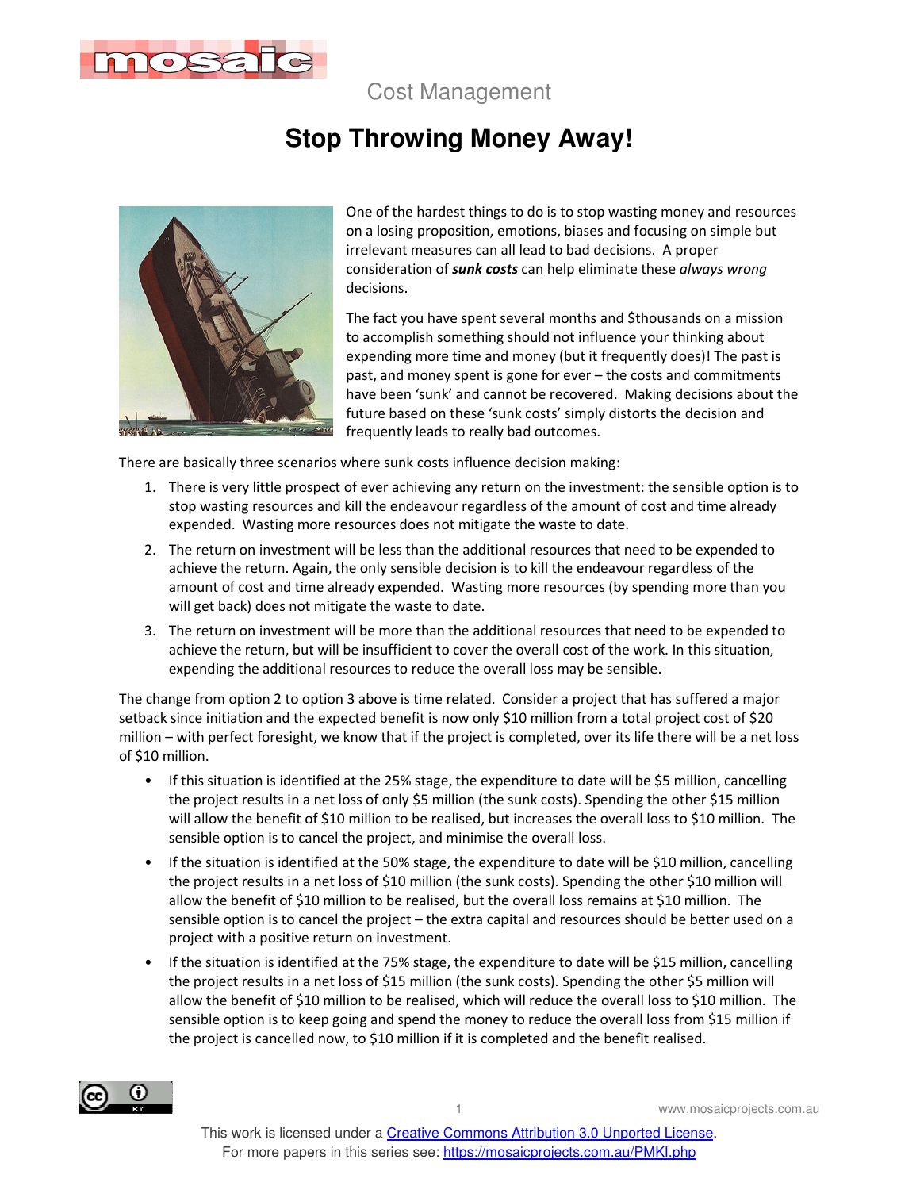Cost Management

# Stop Throwing Money Away!

One of the hardest things to do is to stop wasting money and resources on a losing proposition, emotions, biases and focusing on simple but irrelevant measures can all lead to bad decisions. A proper consideration of ***sunk costs*** can help eliminate these *always wrong* decisions.

The fact you have spent several months and $thousands on a mission to accomplish something should not influence your thinking about expending more time and money (but it frequently does)! The past is past, and money spent is gone for ever – the costs and commitments have been 'sunk' and cannot be recovered. Making decisions about the future based on these 'sunk costs' simply distorts the decision and frequently leads to really bad outcomes.

There are basically three scenarios where sunk costs influence decision making:

1. There is very little prospect of ever achieving any return on the investment: the sensible option is to stop wasting resources and kill the endeavour regardless of the amount of cost and time already expended. Wasting more resources does not mitigate the waste to date.
2. The return on investment will be less than the additional resources that need to be expended to achieve the return. Again, the only sensible decision is to kill the endeavour regardless of the amount of cost and time already expended. Wasting more resources (by spending more than you will get back) does not mitigate the waste to date.
3. The return on investment will be more than the additional resources that need to be expended to achieve the return, but will be insufficient to cover the overall cost of the work. In this situation, expending the additional resources to reduce the overall loss may be sensible.

The change from option 2 to option 3 above is time related. Consider a project that has suffered a major setback since initiation and the expected benefit is now only $10 million from a total project cost of $20 million – with perfect foresight, we know that if the project is completed, over its life there will be a net loss of $10 million.

- If this situation is identified at the 25% stage, the expenditure to date will be $5 million, cancelling the project results in a net loss of only $5 million (the sunk costs). Spending the other $15 million will allow the benefit of $10 million to be realised, but increases the overall loss to $10 million. The sensible option is to cancel the project, and minimise the overall loss.
- If the situation is identified at the 50% stage, the expenditure to date will be $10 million, cancelling the project results in a net loss of $10 million (the sunk costs). Spending the other $10 million will allow the benefit of $10 million to be realised, but the overall loss remains at $10 million. The sensible option is to cancel the project – the extra capital and resources should be better used on a project with a positive return on investment.
- If the situation is identified at the 75% stage, the expenditure to date will be $15 million, cancelling the project results in a net loss of $15 million (the sunk costs). Spending the other $5 million will allow the benefit of $10 million to be realised, which will reduce the overall loss to $10 million. The sensible option is to keep going and spend the money to reduce the overall loss from $15 million if the project is cancelled now, to $10 million if it is completed and the benefit realised.

This work is licensed under a [Creative Commons Attribution 3.0 Unported License](https://creativecommons.org/licenses/by/3.0/).
For more papers in this series see: [https://mosaicprojects.com.au/PMKI.php](https://mosaicprojects.com.au/PMKI.php)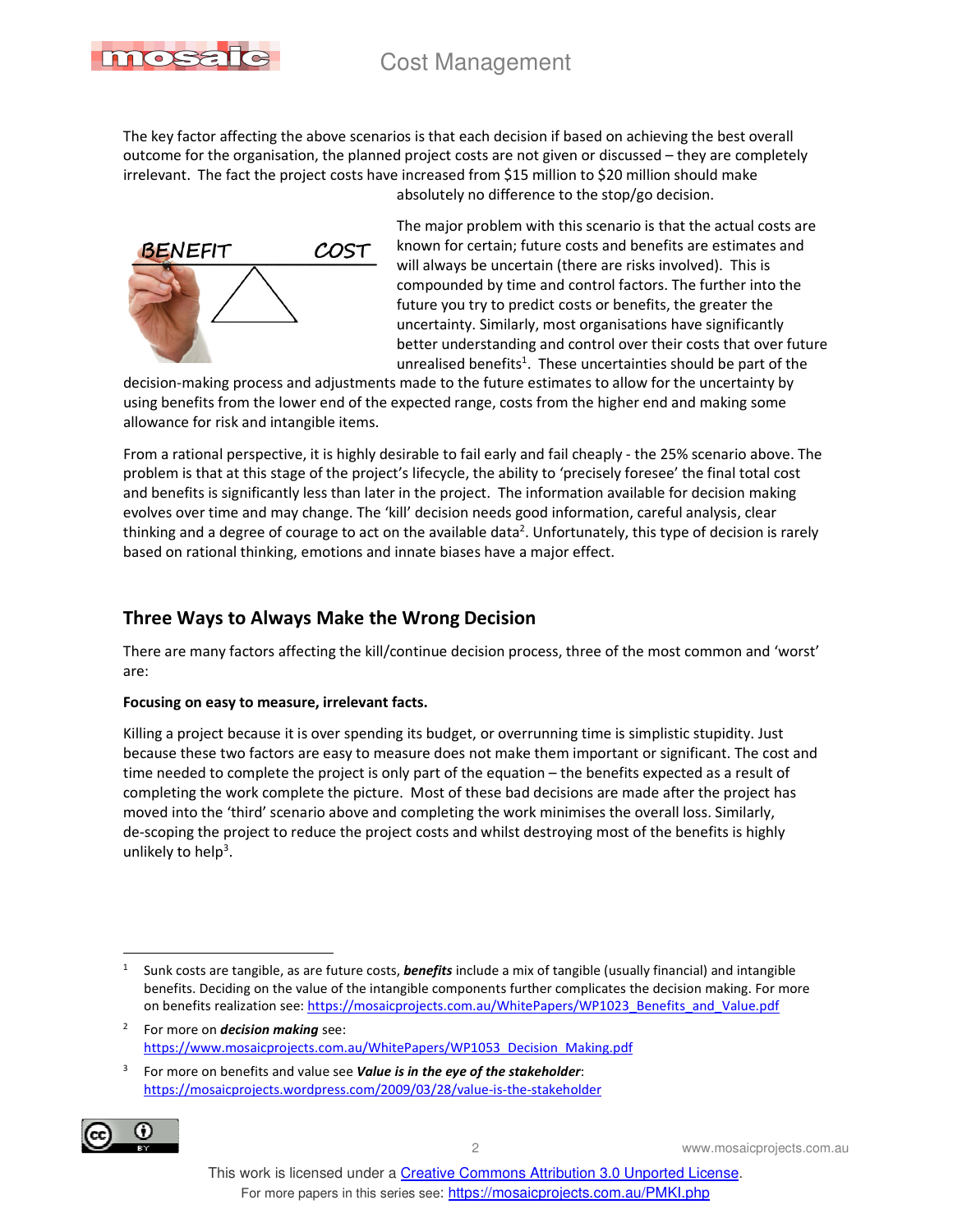The key factor affecting the above scenarios is that each decision if based on achieving the best overall outcome for the organisation, the planned project costs are not given or discussed – they are completely irrelevant. The fact the project costs have increased from $15 million to $20 million should make absolutely no difference to the stop/go decision.

The major problem with this scenario is that the actual costs are known for certain; future costs and benefits are estimates and will always be uncertain (there are risks involved). This is compounded by time and control factors. The further into the future you try to predict costs or benefits, the greater the uncertainty. Similarly, most organisations have significantly better understanding and control over their costs that over future unrealised benefits[1]. These uncertainties should be part of the decision-making process and adjustments made to the future estimates to allow for the uncertainty by using benefits from the lower end of the expected range, costs from the higher end and making some allowance for risk and intangible items.

From a rational perspective, it is highly desirable to fail early and fail cheaply - the 25% scenario above. The problem is that at this stage of the project's lifecycle, the ability to 'precisely foresee' the final total cost and benefits is significantly less than later in the project. The information available for decision making evolves over time and may change. The 'kill' decision needs good information, careful analysis, clear thinking and a degree of courage to act on the available data[2]. Unfortunately, this type of decision is rarely based on rational thinking, emotions and innate biases have a major effect.

## Three Ways to Always Make the Wrong Decision

There are many factors affecting the kill/continue decision process, three of the most common and 'worst' are:

**Focusing on easy to measure, irrelevant facts.**

Killing a project because it is over spending its budget, or overrunning time is simplistic stupidity. Just because these two factors are easy to measure does not make them important or significant. The cost and time needed to complete the project is only part of the equation – the benefits expected as a result of completing the work complete the picture. Most of these bad decisions are made after the project has moved into the 'third' scenario above and completing the work minimises the overall loss. Similarly, de-scoping the project to reduce the project costs and whilst destroying most of the benefits is highly unlikely to help[3].

---

[1] Sunk costs are tangible, as are future costs, ***benefits*** include a mix of tangible (usually financial) and intangible benefits. Deciding on the value of the intangible components further complicates the decision making. For more on benefits realization see: https://mosaicprojects.com.au/WhitePapers/WP1023_Benefits_and_Value.pdf

[2] For more on ***decision making*** see: https://www.mosaicprojects.com.au/WhitePapers/WP1053_Decision_Making.pdf

[3] For more on benefits and value see ***Value is in the eye of the stakeholder***: https://mosaicprojects.wordpress.com/2009/03/28/value-is-the-stakeholder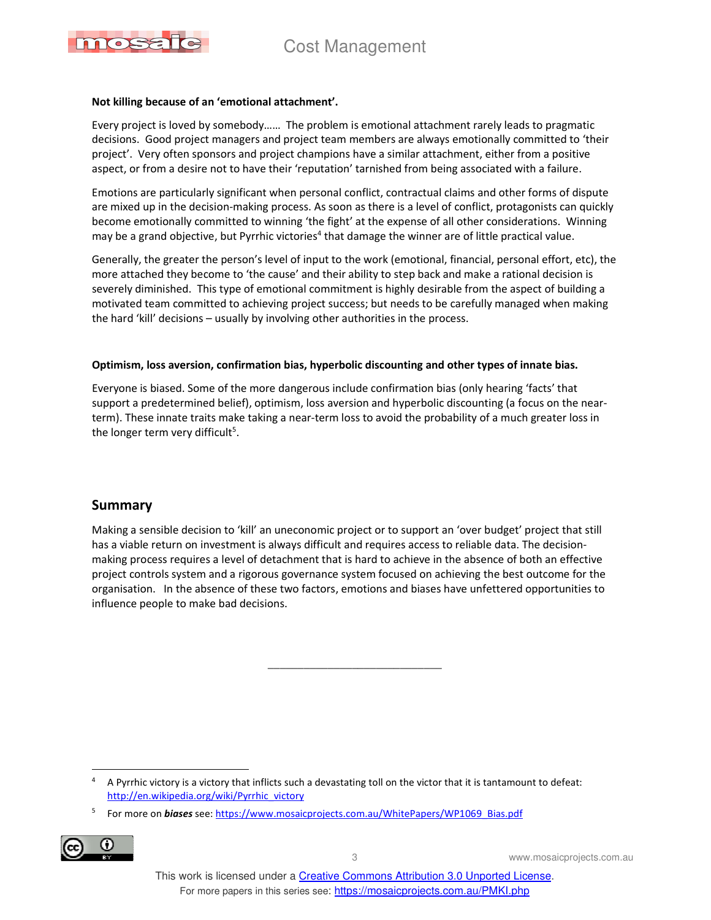**Not killing because of an 'emotional attachment'.**

Every project is loved by somebody…… The problem is emotional attachment rarely leads to pragmatic decisions. Good project managers and project team members are always emotionally committed to 'their project'. Very often sponsors and project champions have a similar attachment, either from a positive aspect, or from a desire not to have their 'reputation' tarnished from being associated with a failure.

Emotions are particularly significant when personal conflict, contractual claims and other forms of dispute are mixed up in the decision-making process. As soon as there is a level of conflict, protagonists can quickly become emotionally committed to winning 'the fight' at the expense of all other considerations. Winning may be a grand objective, but Pyrrhic victories[4] that damage the winner are of little practical value.

Generally, the greater the person's level of input to the work (emotional, financial, personal effort, etc), the more attached they become to 'the cause' and their ability to step back and make a rational decision is severely diminished. This type of emotional commitment is highly desirable from the aspect of building a motivated team committed to achieving project success; but needs to be carefully managed when making the hard 'kill' decisions – usually by involving other authorities in the process.

**Optimism, loss aversion, confirmation bias, hyperbolic discounting and other types of innate bias.**

Everyone is biased. Some of the more dangerous include confirmation bias (only hearing 'facts' that support a predetermined belief), optimism, loss aversion and hyperbolic discounting (a focus on the near-term). These innate traits make taking a near-term loss to avoid the probability of a much greater loss in the longer term very difficult[5].

## Summary

Making a sensible decision to 'kill' an uneconomic project or to support an 'over budget' project that still has a viable return on investment is always difficult and requires access to reliable data. The decision-making process requires a level of detachment that is hard to achieve in the absence of both an effective project controls system and a rigorous governance system focused on achieving the best outcome for the organisation. In the absence of these two factors, emotions and biases have unfettered opportunities to influence people to make bad decisions.

\_\_\_\_\_\_\_\_\_\_\_\_\_\_\_\_\_\_\_\_\_\_\_\_\_\_\_\_\_

[4] A Pyrrhic victory is a victory that inflicts such a devastating toll on the victor that it is tantamount to defeat: http://en.wikipedia.org/wiki/Pyrrhic_victory

[5] For more on ***biases*** see: https://www.mosaicprojects.com.au/WhitePapers/WP1069_Bias.pdf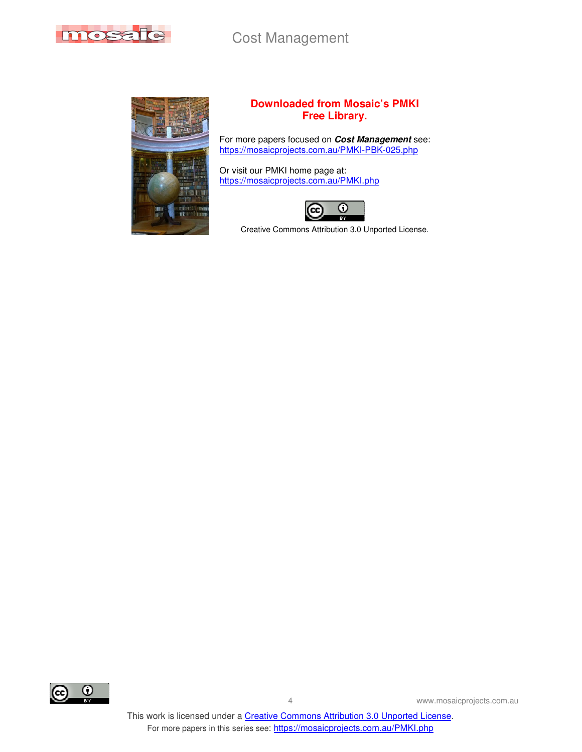**Downloaded from Mosaic's PMKI Free Library.**

For more papers focused on ***Cost Management*** see:
https://mosaicprojects.com.au/PMKI-PBK-025.php

Or visit our PMKI home page at:
https://mosaicprojects.com.au/PMKI.php

Creative Commons Attribution 3.0 Unported License.